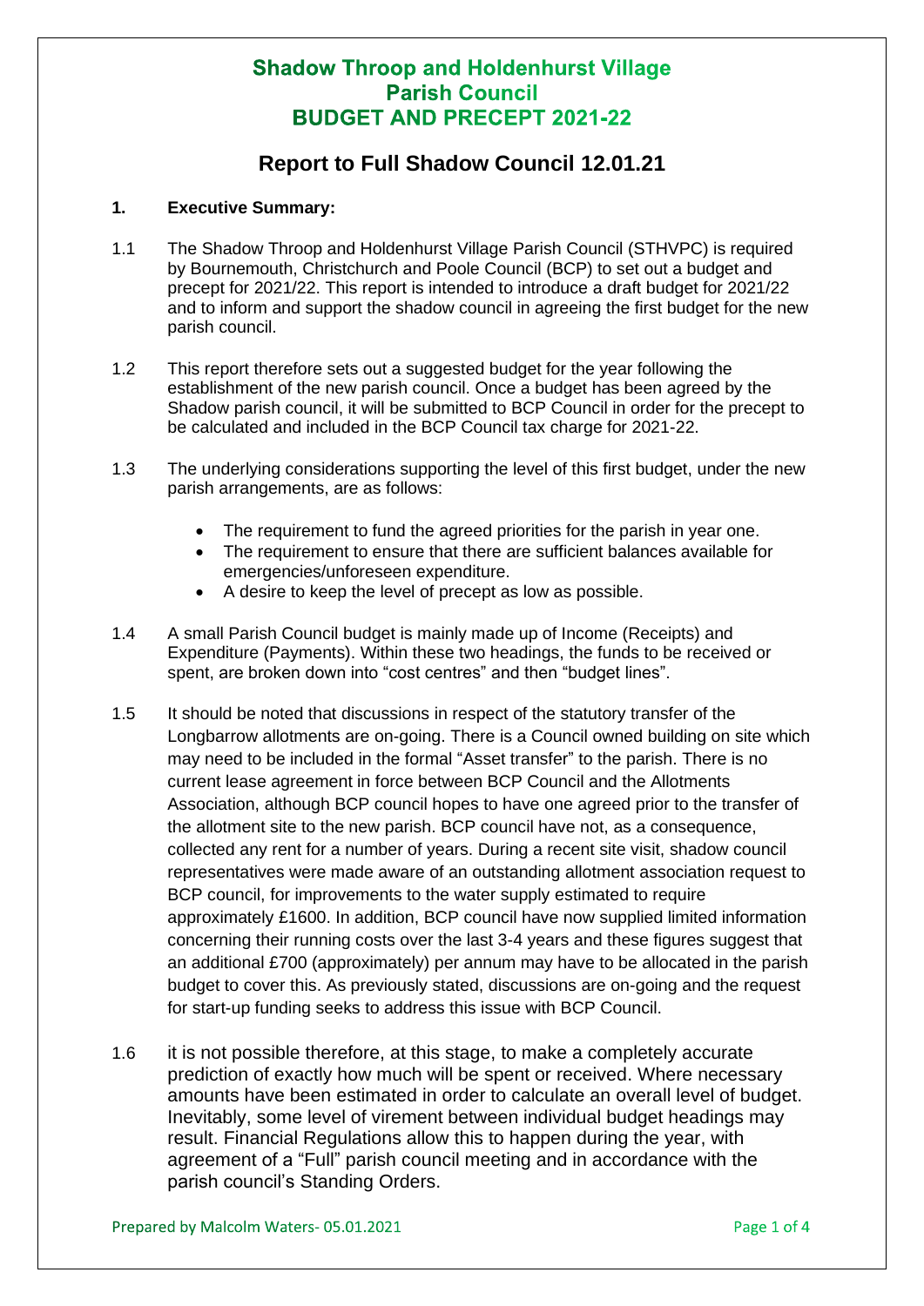# Shadow Throop and Holdenhurst Village Parish Council
# BUDGET AND PRECEPT 2021-22

## Report to Full Shadow Council 12.01.21

### 1. Executive Summary:

1.1 The Shadow Throop and Holdenhurst Village Parish Council (STHVPC) is required by Bournemouth, Christchurch and Poole Council (BCP) to set out a budget and precept for 2021/22. This report is intended to introduce a draft budget for 2021/22 and to inform and support the shadow council in agreeing the first budget for the new parish council.

1.2 This report therefore sets out a suggested budget for the year following the establishment of the new parish council. Once a budget has been agreed by the Shadow parish council, it will be submitted to BCP Council in order for the precept to be calculated and included in the BCP Council tax charge for 2021-22.

1.3 The underlying considerations supporting the level of this first budget, under the new parish arrangements, are as follows:

- The requirement to fund the agreed priorities for the parish in year one.
- The requirement to ensure that there are sufficient balances available for emergencies/unforeseen expenditure.
- A desire to keep the level of precept as low as possible.

1.4 A small Parish Council budget is mainly made up of Income (Receipts) and Expenditure (Payments). Within these two headings, the funds to be received or spent, are broken down into "cost centres" and then "budget lines".

1.5 It should be noted that discussions in respect of the statutory transfer of the Longbarrow allotments are on-going. There is a Council owned building on site which may need to be included in the formal "Asset transfer" to the parish. There is no current lease agreement in force between BCP Council and the Allotments Association, although BCP council hopes to have one agreed prior to the transfer of the allotment site to the new parish. BCP council have not, as a consequence, collected any rent for a number of years. During a recent site visit, shadow council representatives were made aware of an outstanding allotment association request to BCP council, for improvements to the water supply estimated to require approximately £1600. In addition, BCP council have now supplied limited information concerning their running costs over the last 3-4 years and these figures suggest that an additional £700 (approximately) per annum may have to be allocated in the parish budget to cover this. As previously stated, discussions are on-going and the request for start-up funding seeks to address this issue with BCP Council.

1.6 it is not possible therefore, at this stage, to make a completely accurate prediction of exactly how much will be spent or received. Where necessary amounts have been estimated in order to calculate an overall level of budget. Inevitably, some level of virement between individual budget headings may result. Financial Regulations allow this to happen during the year, with agreement of a "Full" parish council meeting and in accordance with the parish council's Standing Orders.

Prepared by Malcolm Waters- 05.01.2021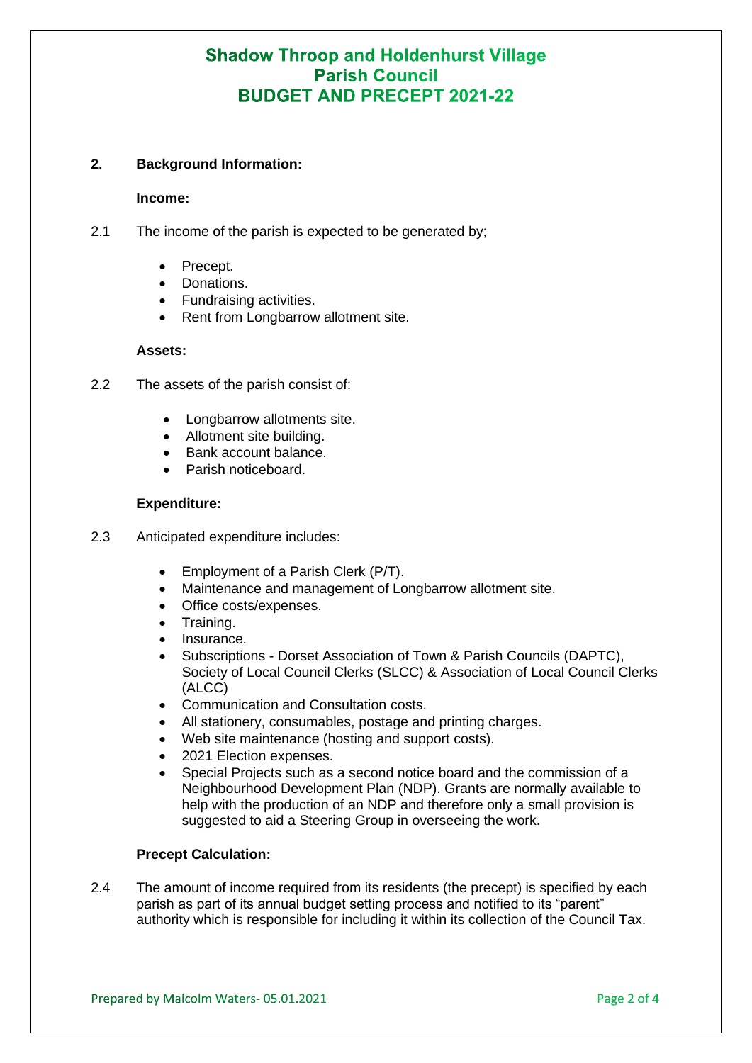# Shadow Throop and Holdenhurst Village Parish Council
# BUDGET AND PRECEPT 2021-22

## 2. Background Information:

### Income:

2.1 The income of the parish is expected to be generated by;

- Precept.
- Donations.
- Fundraising activities.
- Rent from Longbarrow allotment site.

### Assets:

2.2 The assets of the parish consist of:

- Longbarrow allotments site.
- Allotment site building.
- Bank account balance.
- Parish noticeboard.

### Expenditure:

2.3 Anticipated expenditure includes:

- Employment of a Parish Clerk (P/T).
- Maintenance and management of Longbarrow allotment site.
- Office costs/expenses.
- Training.
- Insurance.
- Subscriptions - Dorset Association of Town & Parish Councils (DAPTC), Society of Local Council Clerks (SLCC) & Association of Local Council Clerks (ALCC)
- Communication and Consultation costs.
- All stationery, consumables, postage and printing charges.
- Web site maintenance (hosting and support costs).
- 2021 Election expenses.
- Special Projects such as a second notice board and the commission of a Neighbourhood Development Plan (NDP). Grants are normally available to help with the production of an NDP and therefore only a small provision is suggested to aid a Steering Group in overseeing the work.

### Precept Calculation:

2.4 The amount of income required from its residents (the precept) is specified by each parish as part of its annual budget setting process and notified to its "parent" authority which is responsible for including it within its collection of the Council Tax.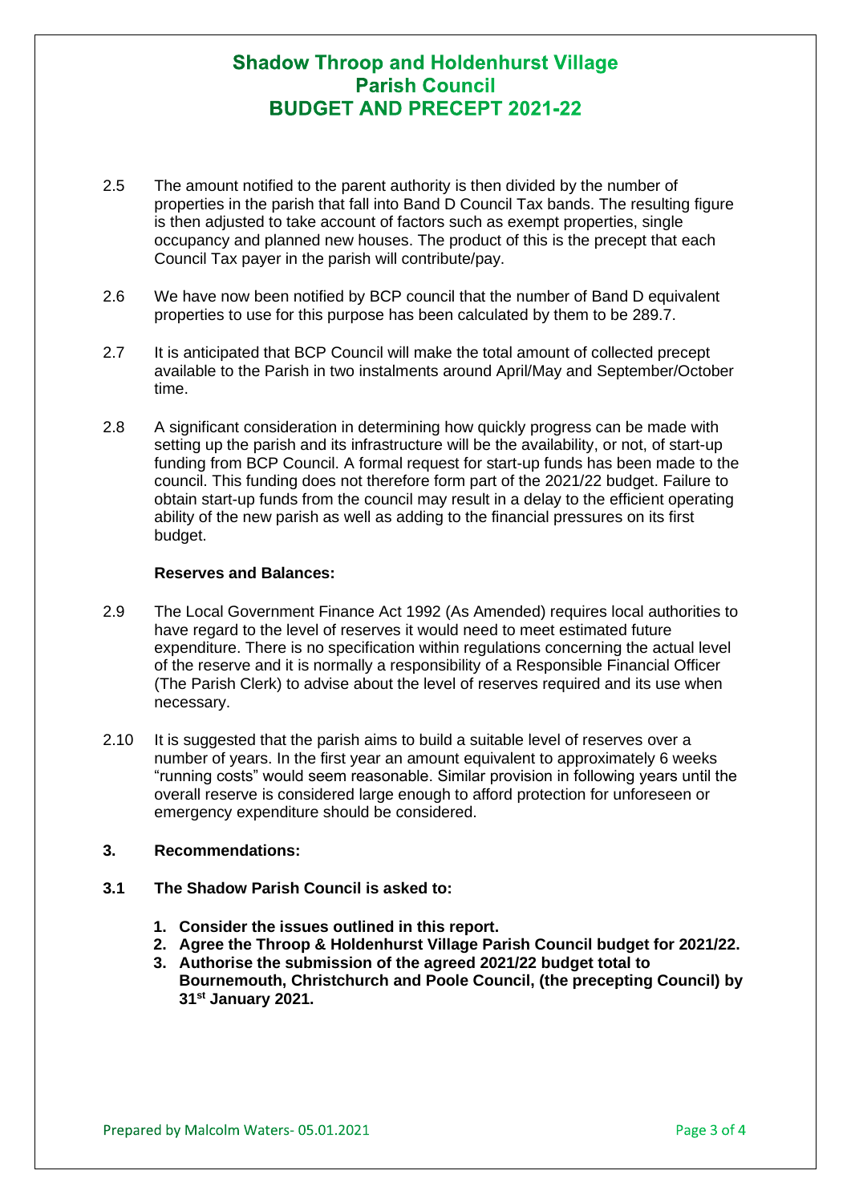2.5 The amount notified to the parent authority is then divided by the number of properties in the parish that fall into Band D Council Tax bands. The resulting figure is then adjusted to take account of factors such as exempt properties, single occupancy and planned new houses. The product of this is the precept that each Council Tax payer in the parish will contribute/pay.

2.6 We have now been notified by BCP council that the number of Band D equivalent properties to use for this purpose has been calculated by them to be 289.7.

2.7 It is anticipated that BCP Council will make the total amount of collected precept available to the Parish in two instalments around April/May and September/October time.

2.8 A significant consideration in determining how quickly progress can be made with setting up the parish and its infrastructure will be the availability, or not, of start-up funding from BCP Council. A formal request for start-up funds has been made to the council. This funding does not therefore form part of the 2021/22 budget. Failure to obtain start-up funds from the council may result in a delay to the efficient operating ability of the new parish as well as adding to the financial pressures on its first budget.

**Reserves and Balances:**

2.9 The Local Government Finance Act 1992 (As Amended) requires local authorities to have regard to the level of reserves it would need to meet estimated future expenditure. There is no specification within regulations concerning the actual level of the reserve and it is normally a responsibility of a Responsible Financial Officer (The Parish Clerk) to advise about the level of reserves required and its use when necessary.

2.10 It is suggested that the parish aims to build a suitable level of reserves over a number of years. In the first year an amount equivalent to approximately 6 weeks "running costs" would seem reasonable. Similar provision in following years until the overall reserve is considered large enough to afford protection for unforeseen or emergency expenditure should be considered.

## 3. Recommendations:

**3.1 The Shadow Parish Council is asked to:**

1. **Consider the issues outlined in this report.**
2. **Agree the Throop & Holdenhurst Village Parish Council budget for 2021/22.**
3. **Authorise the submission of the agreed 2021/22 budget total to Bournemouth, Christchurch and Poole Council, (the precepting Council) by 31st January 2021.**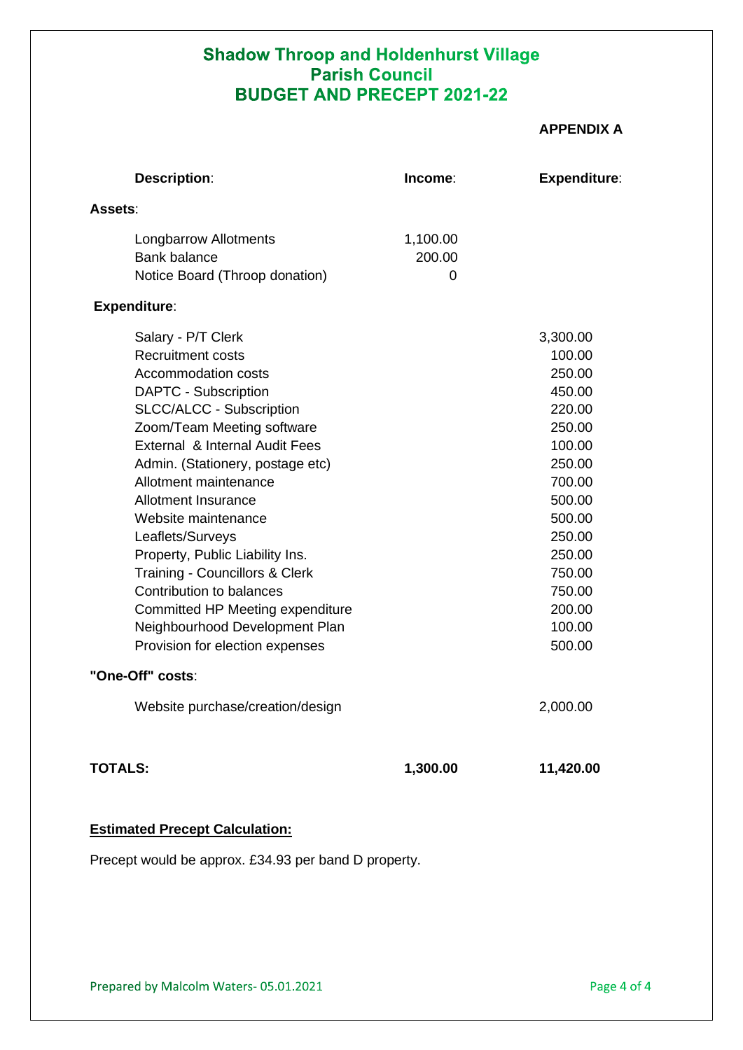# Shadow Throop and Holdenhurst Village Parish Council
## BUDGET AND PRECEPT 2021-22

**APPENDIX A**

| **Description**: | **Income**: | **Expenditure**: |
|---|---|---|
| **Assets**: | | |
| Longbarrow Allotments | 1,100.00 | |
| Bank balance | 200.00 | |
| Notice Board (Throop donation) | 0 | |
| **Expenditure**: | | |
| Salary - P/T Clerk | | 3,300.00 |
| Recruitment costs | | 100.00 |
| Accommodation costs | | 250.00 |
| DAPTC - Subscription | | 450.00 |
| SLCC/ALCC - Subscription | | 220.00 |
| Zoom/Team Meeting software | | 250.00 |
| External & Internal Audit Fees | | 100.00 |
| Admin. (Stationery, postage etc) | | 250.00 |
| Allotment maintenance | | 700.00 |
| Allotment Insurance | | 500.00 |
| Website maintenance | | 500.00 |
| Leaflets/Surveys | | 250.00 |
| Property, Public Liability Ins. | | 250.00 |
| Training - Councillors & Clerk | | 750.00 |
| Contribution to balances | | 750.00 |
| Committed HP Meeting expenditure | | 200.00 |
| Neighbourhood Development Plan | | 100.00 |
| Provision for election expenses | | 500.00 |
| **"One-Off" costs**: | | |
| Website purchase/creation/design | | 2,000.00 |
| **TOTALS:** | **1,300.00** | **11,420.00** |

**Estimated Precept Calculation:**

Precept would be approx. £34.93 per band D property.

Prepared by Malcolm Waters- 05.01.2021